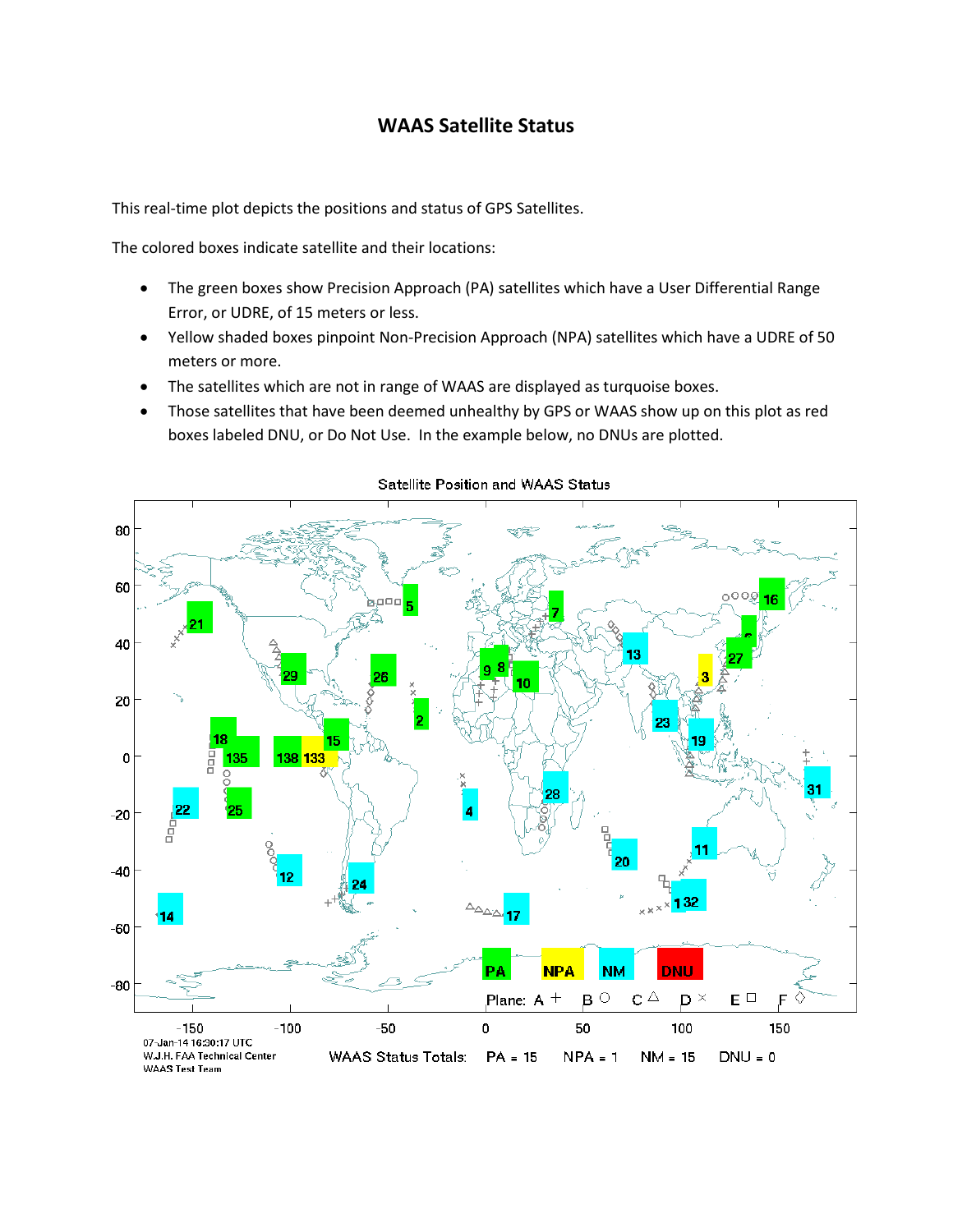# WAAS Satellite Status

This real-time plot depicts the positions and status of GPS Satellites.

The colored boxes indicate satellite and their locations:

- The green boxes show Precision Approach (PA) satellites which have a User Differential Range Error, or UDRE, of 15 meters or less.
- Yellow shaded boxes pinpoint Non-Precision Approach (NPA) satellites which have a UDRE of 50 meters or more.
- The satellites which are not in range of WAAS are displayed as turquoise boxes.
- Those satellites that have been deemed unhealthy by GPS or WAAS show up on this plot as red boxes labeled DNU, or Do Not Use. In the example below, no DNUs are plotted.

Satellite Position and WAAS Status

07-Jan-14 16:30:17 UTC
W.J.H. FAA Technical Center
WAAS Test Team

WAAS Status Totals: PA = 15 NPA = 1 NM = 15 DNU = 0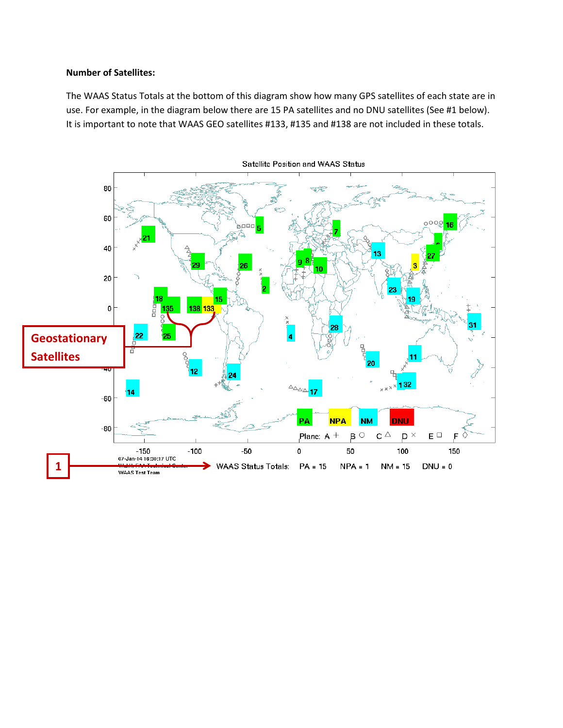**Number of Satellites:**

The WAAS Status Totals at the bottom of this diagram show how many GPS satellites of each state are in use. For example, in the diagram below there are 15 PA satellites and no DNU satellites (See #1 below). It is important to note that WAAS GEO satellites #133, #135 and #138 are not included in these totals.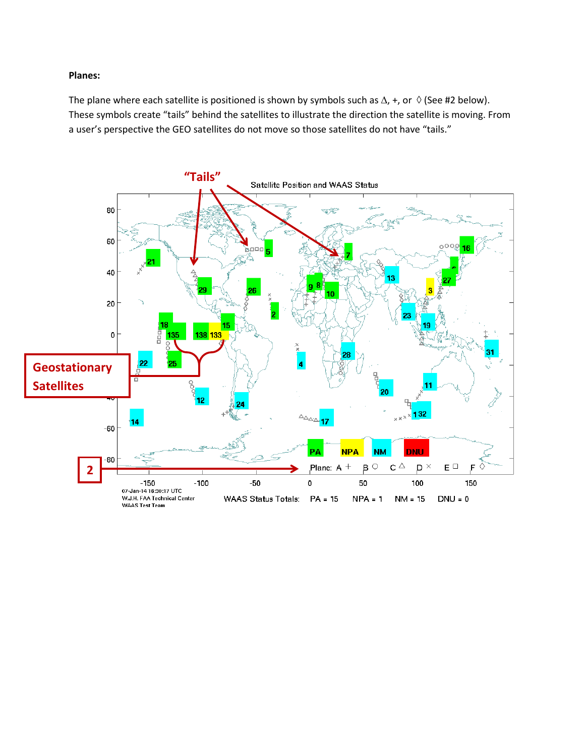**Planes:**

The plane where each satellite is positioned is shown by symbols such as Δ, +, or ◊ (See #2 below). These symbols create "tails" behind the satellites to illustrate the direction the satellite is moving. From a user's perspective the GEO satellites do not move so those satellites do not have "tails."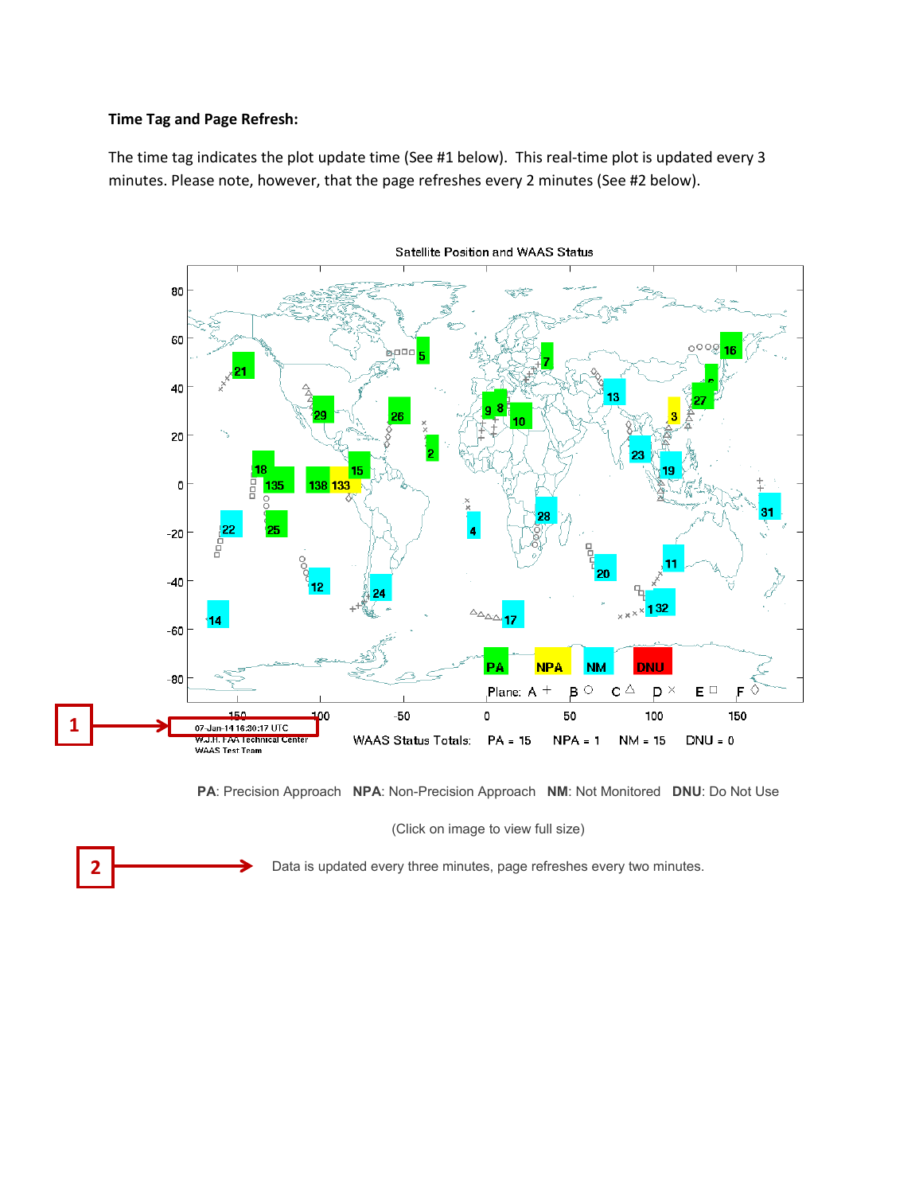**Time Tag and Page Refresh:**

The time tag indicates the plot update time (See #1 below). This real-time plot is updated every 3 minutes. Please note, however, that the page refreshes every 2 minutes (See #2 below).

Satellite Position and WAAS Status

80
60
40
20
0
-20
-40
-60
-80

-150 -100 -50 0 50 100 150

21 5 7 16 29 26 13 27 3 9 8 10 2 23 19 18 135 138 133 15 31 22 25 28 4 20 11 12 24 132 14 17

PA NPA NM DNU

Plane: A + B ○ C △ D × E □ F ◇

1

07-Jan-14 16:30:17 UTC
W.J.H. FAA Technical Center
WAAS Test Team

WAAS Status Totals: PA = 15 NPA = 1 NM = 15 DNU = 0

**PA**: Precision Approach **NPA**: Non-Precision Approach **NM**: Not Monitored **DNU**: Do Not Use

(Click on image to view full size)

2

Data is updated every three minutes, page refreshes every two minutes.